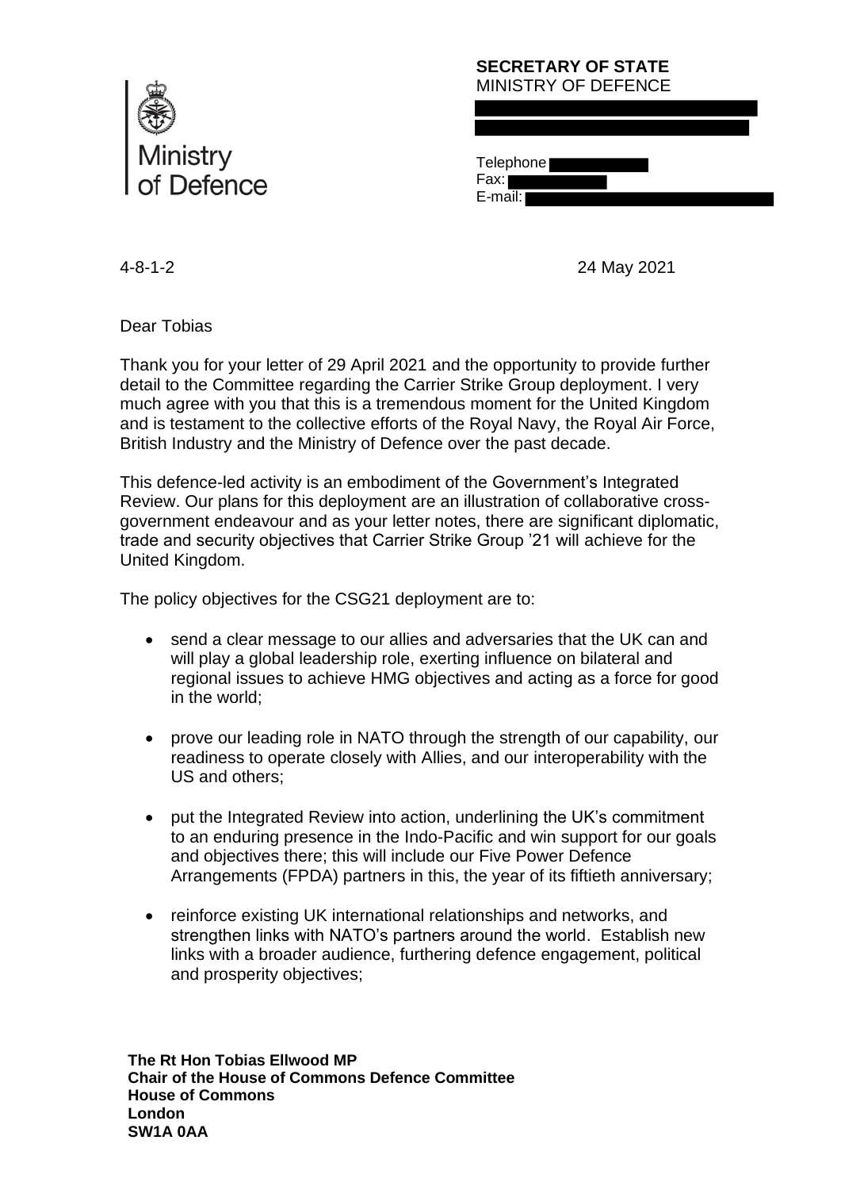Ministry of Defence

**SECRETARY OF STATE**
MINISTRY OF DEFENCE

Telephone
Fax:
E-mail:

4-8-1-2

24 May 2021

Dear Tobias

Thank you for your letter of 29 April 2021 and the opportunity to provide further detail to the Committee regarding the Carrier Strike Group deployment. I very much agree with you that this is a tremendous moment for the United Kingdom and is testament to the collective efforts of the Royal Navy, the Royal Air Force, British Industry and the Ministry of Defence over the past decade.

This defence-led activity is an embodiment of the Government's Integrated Review. Our plans for this deployment are an illustration of collaborative cross-government endeavour and as your letter notes, there are significant diplomatic, trade and security objectives that Carrier Strike Group '21 will achieve for the United Kingdom.

The policy objectives for the CSG21 deployment are to:

- send a clear message to our allies and adversaries that the UK can and will play a global leadership role, exerting influence on bilateral and regional issues to achieve HMG objectives and acting as a force for good in the world;

- prove our leading role in NATO through the strength of our capability, our readiness to operate closely with Allies, and our interoperability with the US and others;

- put the Integrated Review into action, underlining the UK's commitment to an enduring presence in the Indo-Pacific and win support for our goals and objectives there; this will include our Five Power Defence Arrangements (FPDA) partners in this, the year of its fiftieth anniversary;

- reinforce existing UK international relationships and networks, and strengthen links with NATO's partners around the world. Establish new links with a broader audience, furthering defence engagement, political and prosperity objectives;

**The Rt Hon Tobias Ellwood MP**
**Chair of the House of Commons Defence Committee**
**House of Commons**
**London**
**SW1A 0AA**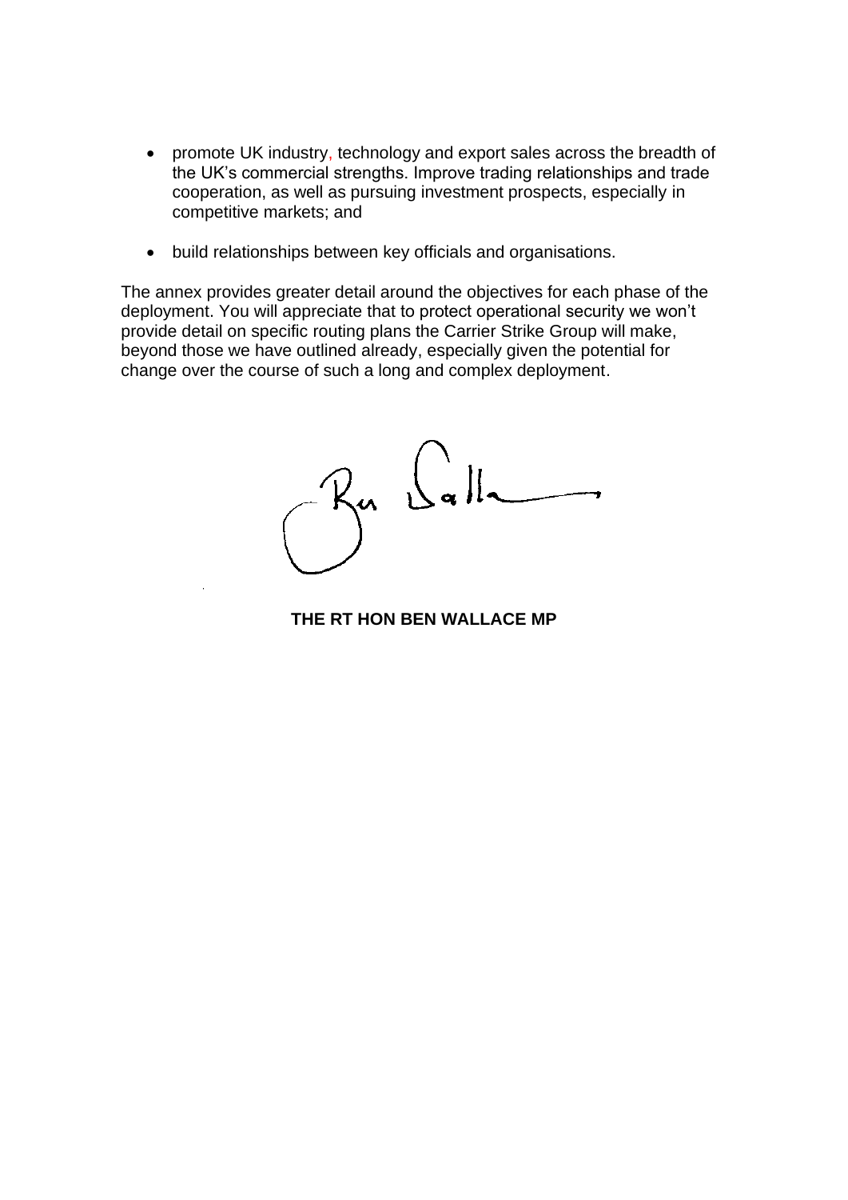- promote UK industry, technology and export sales across the breadth of the UK's commercial strengths. Improve trading relationships and trade cooperation, as well as pursuing investment prospects, especially in competitive markets; and

- build relationships between key officials and organisations.

The annex provides greater detail around the objectives for each phase of the deployment. You will appreciate that to protect operational security we won't provide detail on specific routing plans the Carrier Strike Group will make, beyond those we have outlined already, especially given the potential for change over the course of such a long and complex deployment.

**THE RT HON BEN WALLACE MP**